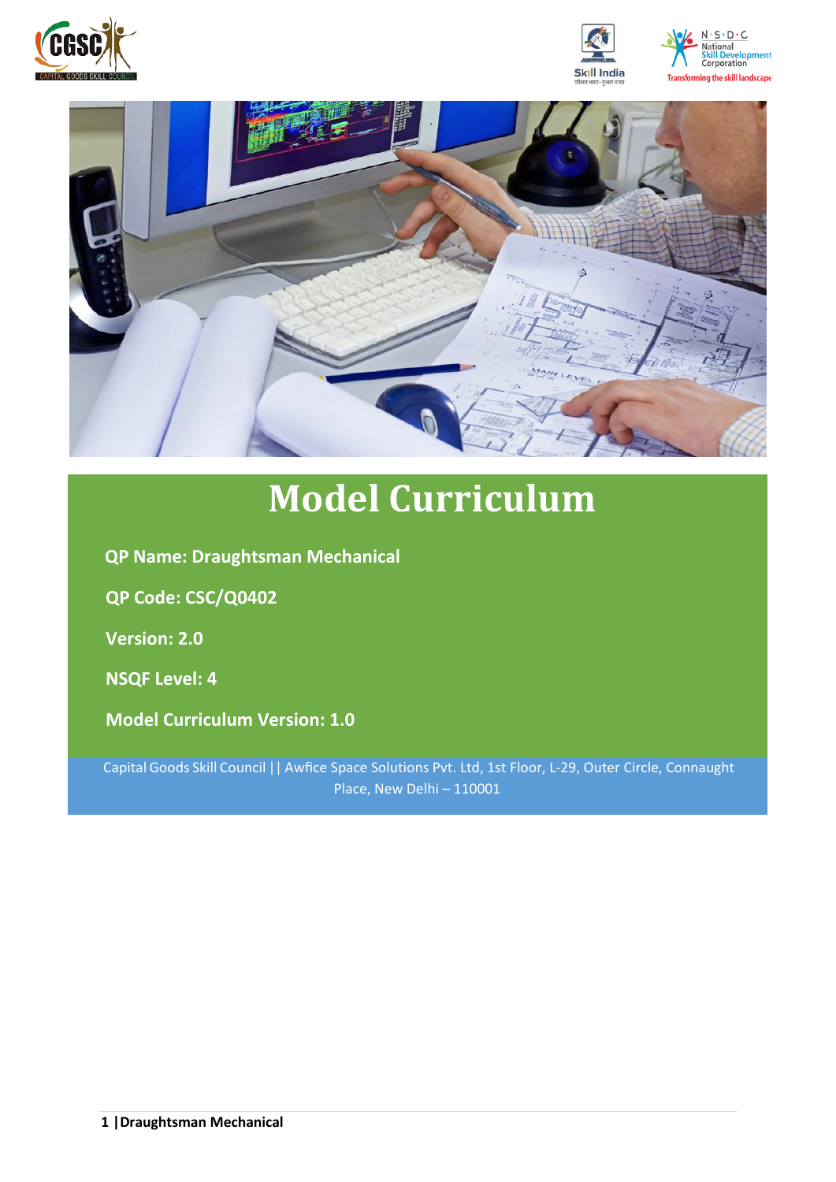# Model Curriculum

**QP Name: Draughtsman Mechanical**

**QP Code: CSC/Q0402**

**Version: 2.0**

**NSQF Level: 4**

**Model Curriculum Version: 1.0**

Capital Goods Skill Council || Awfice Space Solutions Pvt. Ltd, 1st Floor, L-29, Outer Circle, Connaught Place, New Delhi – 110001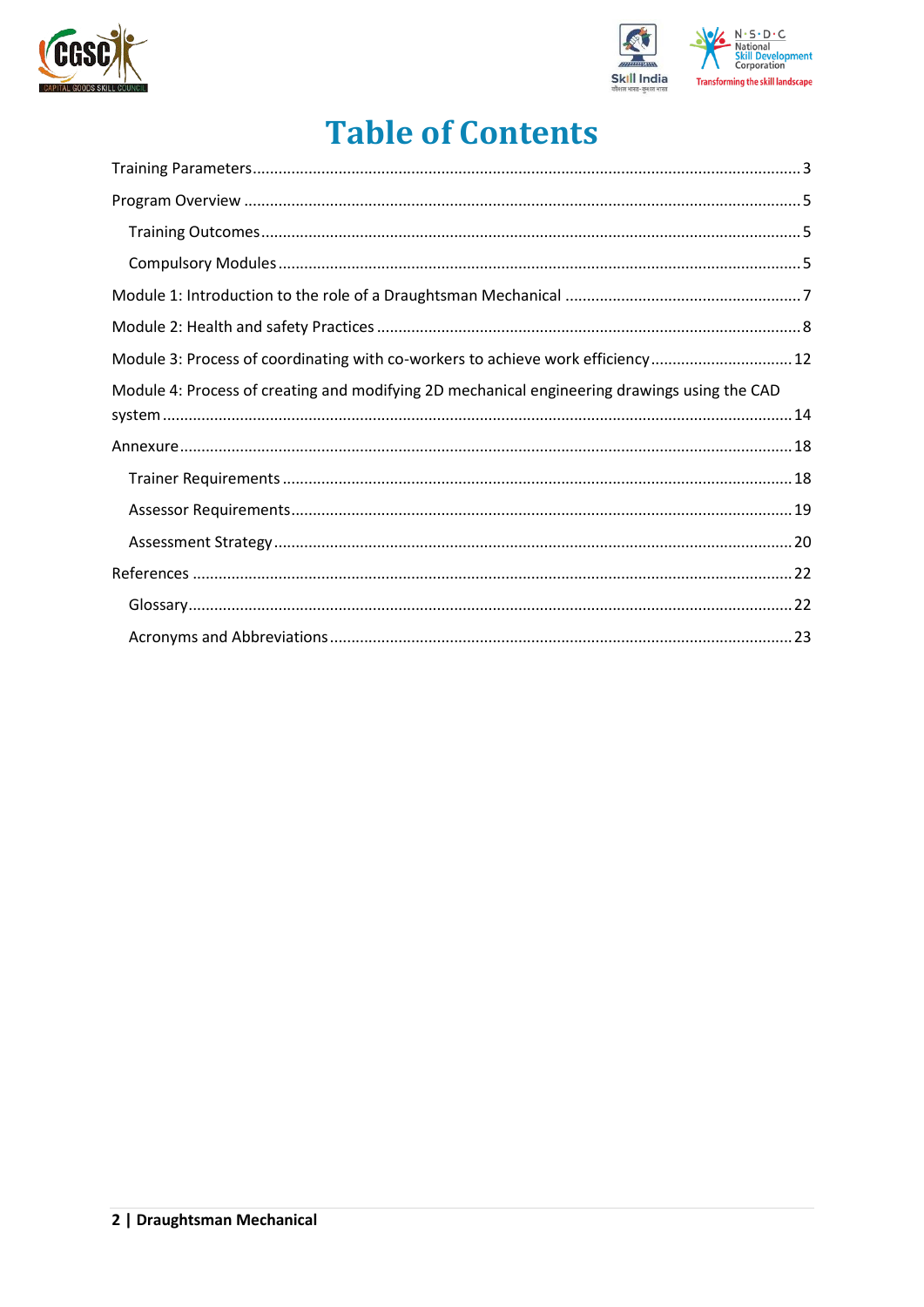# Table of Contents

Training Parameters ........................................................................................................................... 3

Program Overview ............................................................................................................................. 5

  Training Outcomes ........................................................................................................................ 5

  Compulsory Modules ..................................................................................................................... 5

Module 1: Introduction to the role of a Draughtsman Mechanical ..................................................... 7

Module 2: Health and safety Practices ................................................................................................ 8

Module 3: Process of coordinating with co-workers to achieve work efficiency ................................ 12

Module 4: Process of creating and modifying 2D mechanical engineering drawings using the CAD system ............................................................................................................................................... 14

Annexure ........................................................................................................................................... 18

  Trainer Requirements ................................................................................................................... 18

  Assessor Requirements ................................................................................................................. 19

  Assessment Strategy ..................................................................................................................... 20

References ......................................................................................................................................... 22

  Glossary ........................................................................................................................................ 22

  Acronyms and Abbreviations ........................................................................................................ 23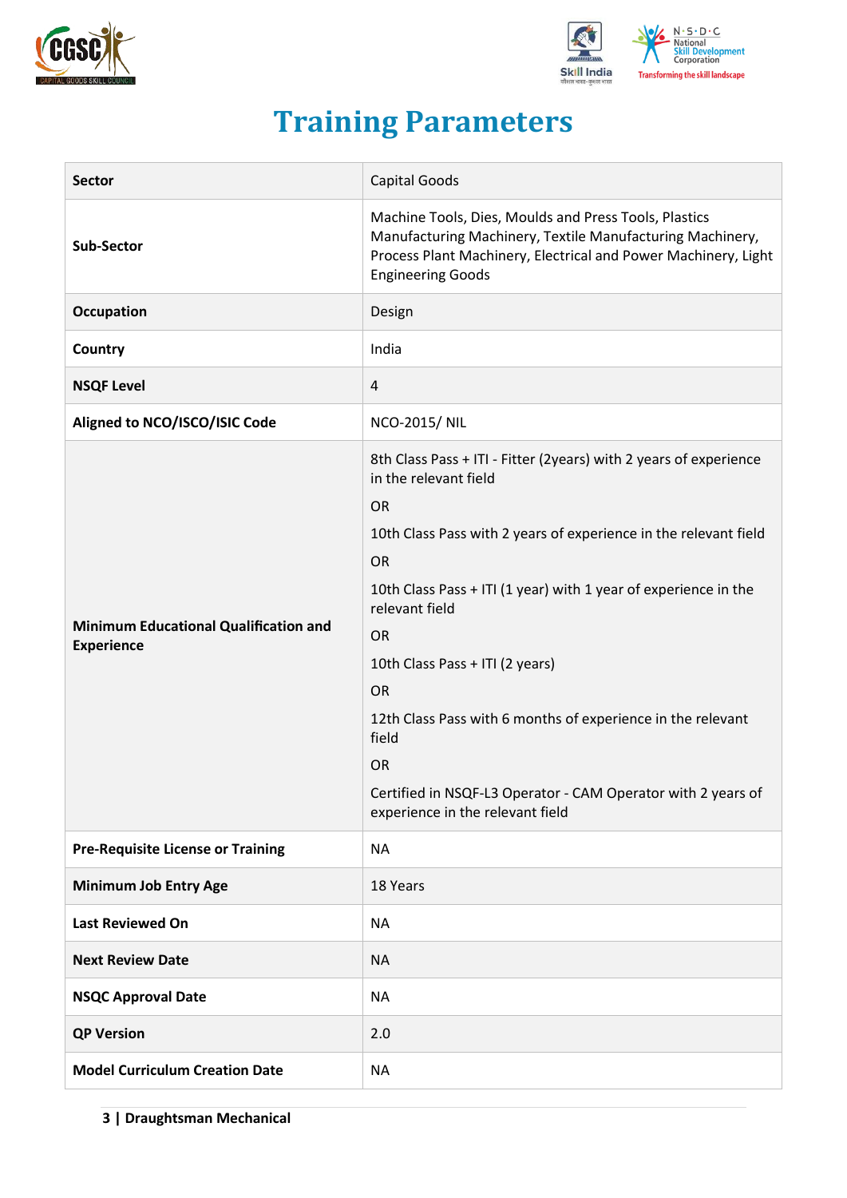# Training Parameters

| | |
|---|---|
| **Sector** | Capital Goods |
| **Sub-Sector** | Machine Tools, Dies, Moulds and Press Tools, Plastics Manufacturing Machinery, Textile Manufacturing Machinery, Process Plant Machinery, Electrical and Power Machinery, Light Engineering Goods |
| **Occupation** | Design |
| **Country** | India |
| **NSQF Level** | 4 |
| **Aligned to NCO/ISCO/ISIC Code** | NCO-2015/ NIL |
| **Minimum Educational Qualification and Experience** | 8th Class Pass + ITI - Fitter (2years) with 2 years of experience in the relevant field<br>OR<br>10th Class Pass with 2 years of experience in the relevant field<br>OR<br>10th Class Pass + ITI (1 year) with 1 year of experience in the relevant field<br>OR<br>10th Class Pass + ITI (2 years)<br>OR<br>12th Class Pass with 6 months of experience in the relevant field<br>OR<br>Certified in NSQF-L3 Operator - CAM Operator with 2 years of experience in the relevant field |
| **Pre-Requisite License or Training** | NA |
| **Minimum Job Entry Age** | 18 Years |
| **Last Reviewed On** | NA |
| **Next Review Date** | NA |
| **NSQC Approval Date** | NA |
| **QP Version** | 2.0 |
| **Model Curriculum Creation Date** | NA |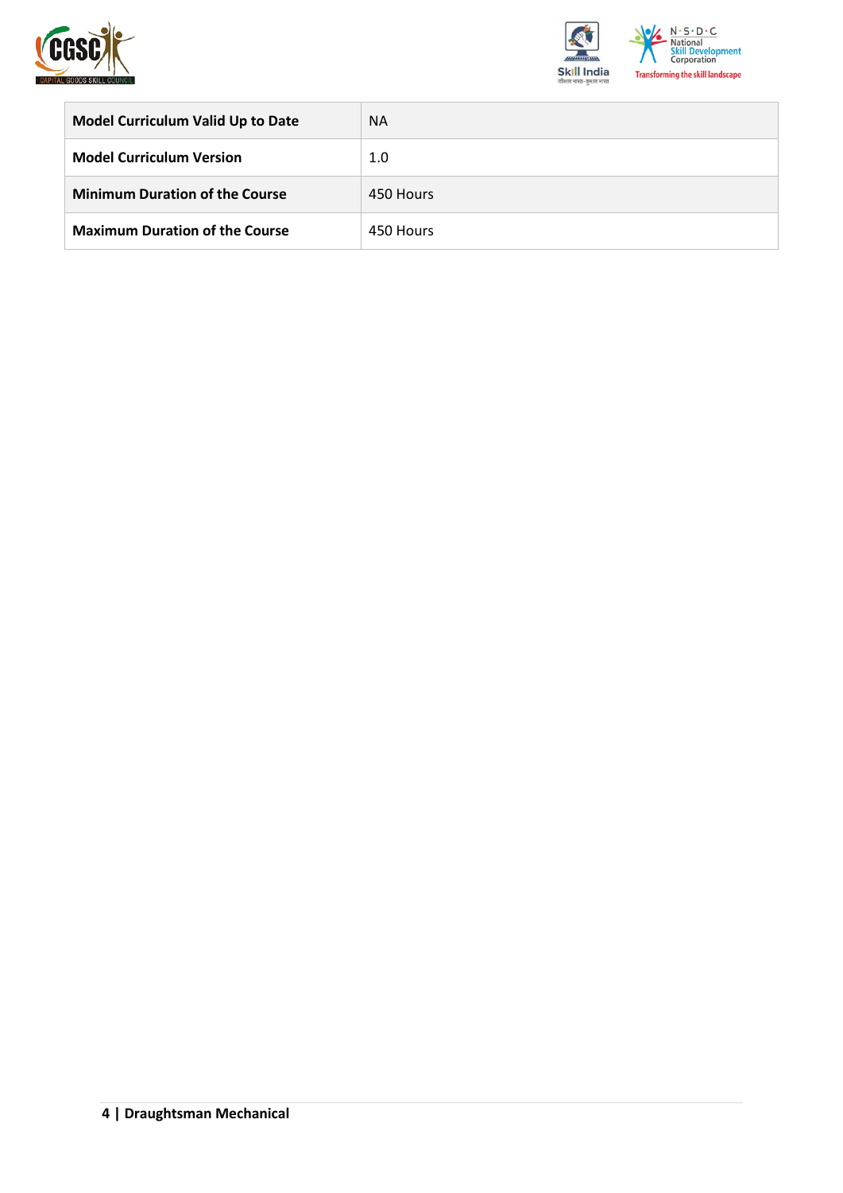| | |
|---|---|
| **Model Curriculum Valid Up to Date** | NA |
| **Model Curriculum Version** | 1.0 |
| **Minimum Duration of the Course** | 450 Hours |
| **Maximum Duration of the Course** | 450 Hours |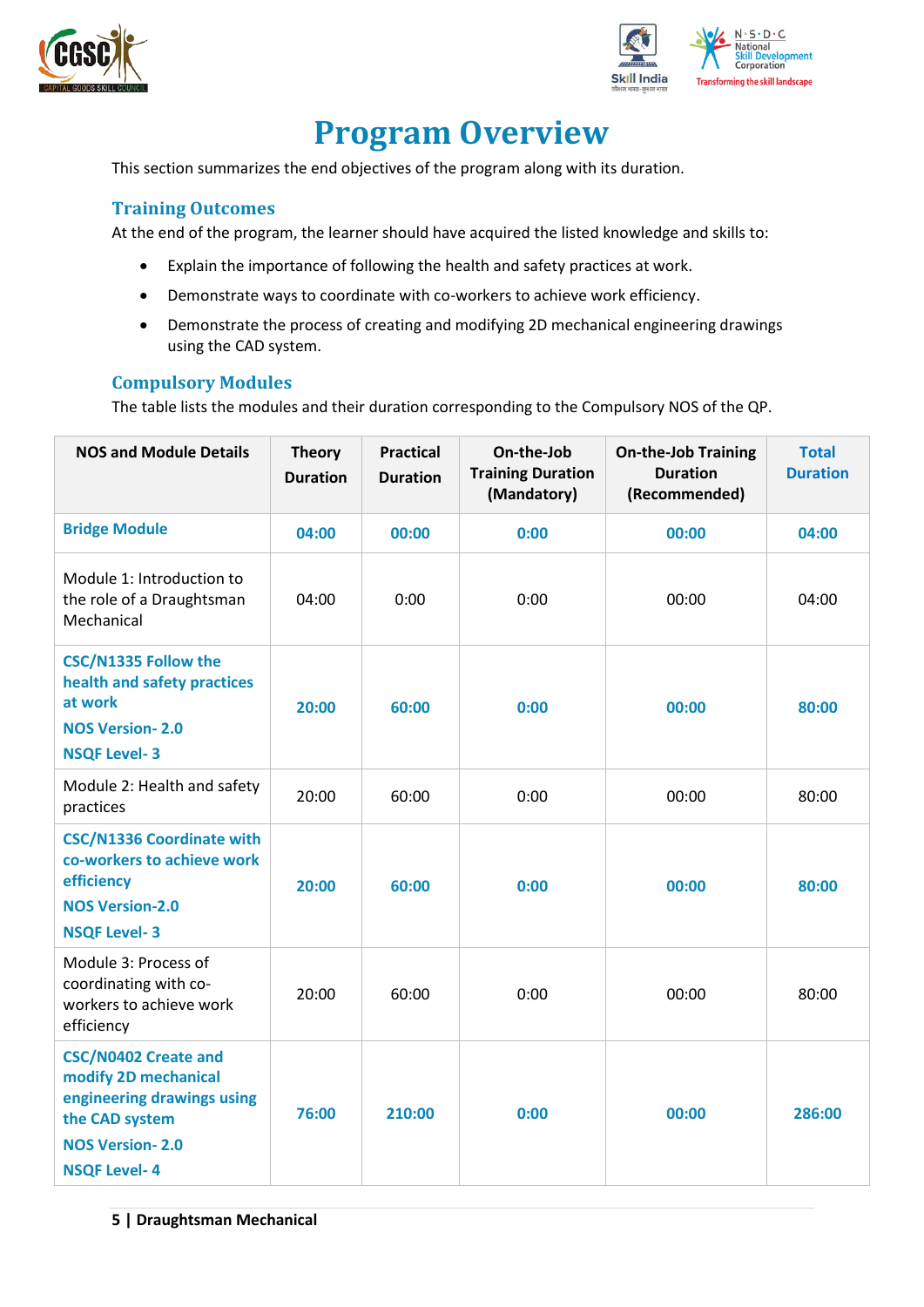# Program Overview

This section summarizes the end objectives of the program along with its duration.

## Training Outcomes

At the end of the program, the learner should have acquired the listed knowledge and skills to:

- Explain the importance of following the health and safety practices at work.
- Demonstrate ways to coordinate with co-workers to achieve work efficiency.
- Demonstrate the process of creating and modifying 2D mechanical engineering drawings using the CAD system.

## Compulsory Modules

The table lists the modules and their duration corresponding to the Compulsory NOS of the QP.

| NOS and Module Details | Theory Duration | Practical Duration | On-the-Job Training Duration (Mandatory) | On-the-Job Training Duration (Recommended) | Total Duration |
|---|---|---|---|---|---|
| **Bridge Module** | **04:00** | **00:00** | **0:00** | **00:00** | **04:00** |
| Module 1: Introduction to the role of a Draughtsman Mechanical | 04:00 | 0:00 | 0:00 | 00:00 | 04:00 |
| **CSC/N1335 Follow the health and safety practices at work**<br>**NOS Version- 2.0**<br>**NSQF Level- 3** | **20:00** | **60:00** | **0:00** | **00:00** | **80:00** |
| Module 2: Health and safety practices | 20:00 | 60:00 | 0:00 | 00:00 | 80:00 |
| **CSC/N1336 Coordinate with co-workers to achieve work efficiency**<br>**NOS Version-2.0**<br>**NSQF Level- 3** | **20:00** | **60:00** | **0:00** | **00:00** | **80:00** |
| Module 3: Process of coordinating with co-workers to achieve work efficiency | 20:00 | 60:00 | 0:00 | 00:00 | 80:00 |
| **CSC/N0402 Create and modify 2D mechanical engineering drawings using the CAD system**<br>**NOS Version- 2.0**<br>**NSQF Level- 4** | **76:00** | **210:00** | **0:00** | **00:00** | **286:00** |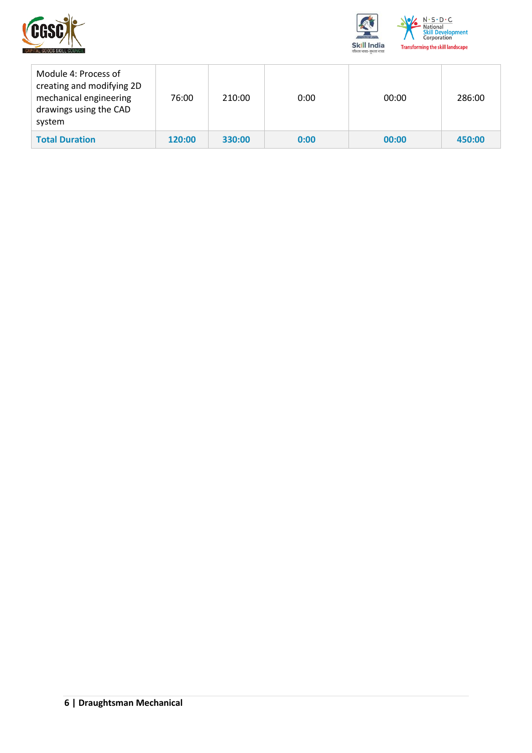| | | | | | |
|---|---|---|---|---|---|
| Module 4: Process of creating and modifying 2D mechanical engineering drawings using the CAD system | 76:00 | 210:00 | 0:00 | 00:00 | 286:00 |
| **Total Duration** | **120:00** | **330:00** | **0:00** | **00:00** | **450:00** |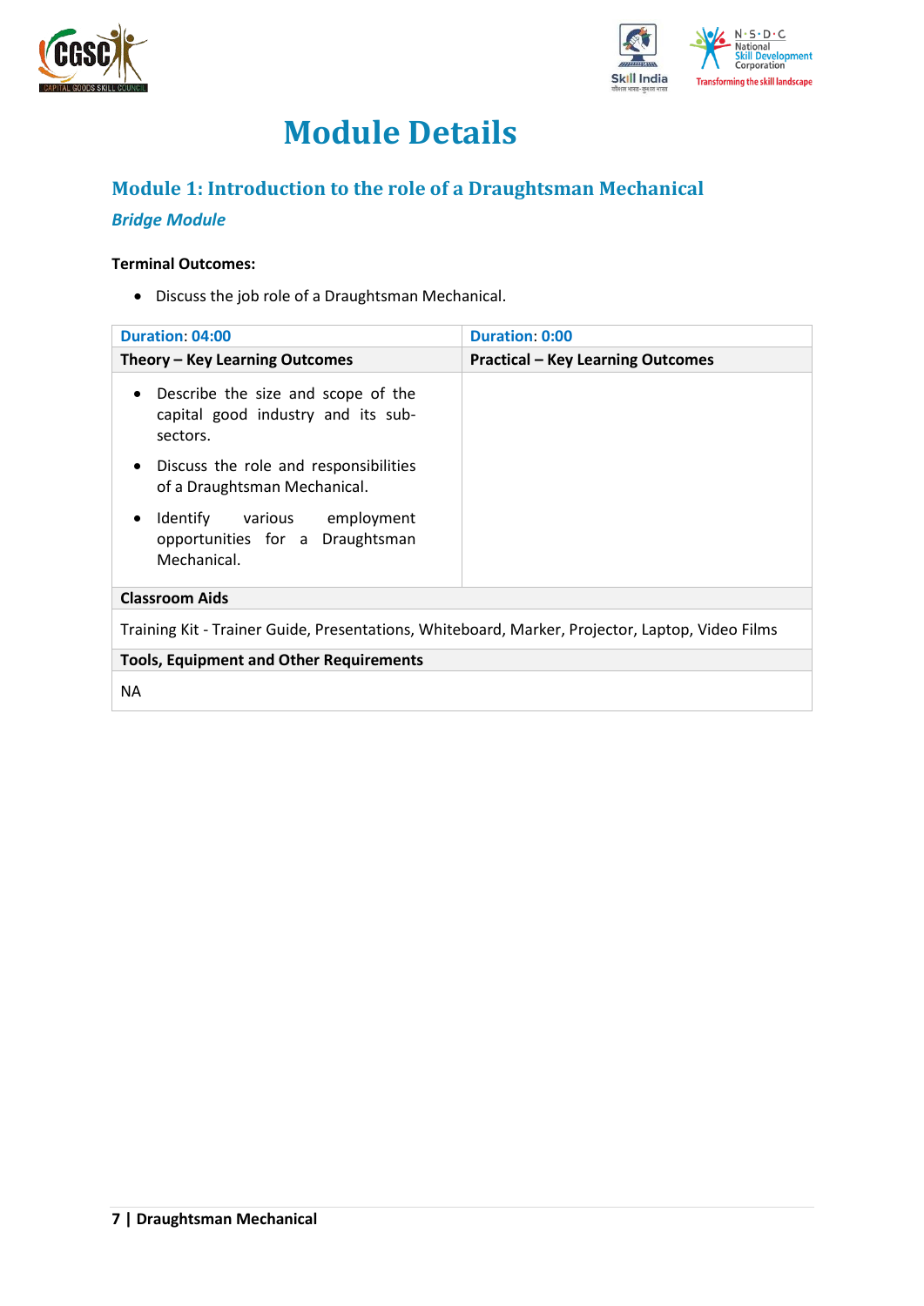# Module Details

## Module 1: Introduction to the role of a Draughtsman Mechanical

*Bridge Module*

**Terminal Outcomes:**

- Discuss the job role of a Draughtsman Mechanical.

| Duration: 04:00 | Duration: 0:00 |
|---|---|
| **Theory – Key Learning Outcomes** | **Practical – Key Learning Outcomes** |
| • Describe the size and scope of the capital good industry and its sub-sectors.<br>• Discuss the role and responsibilities of a Draughtsman Mechanical.<br>• Identify various employment opportunities for a Draughtsman Mechanical. | |
| **Classroom Aids** | |
| Training Kit - Trainer Guide, Presentations, Whiteboard, Marker, Projector, Laptop, Video Films | |
| **Tools, Equipment and Other Requirements** | |
| NA | |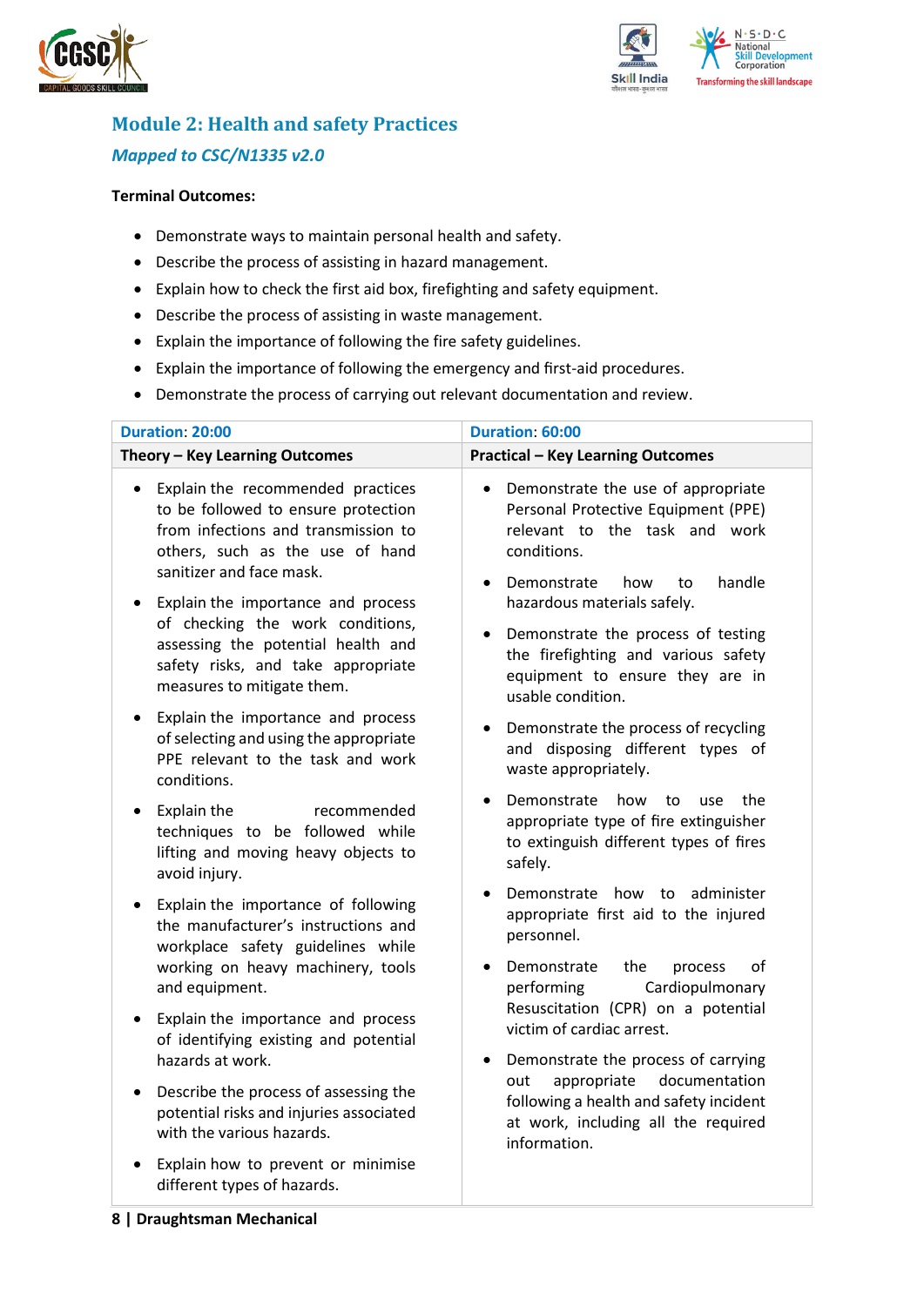## Module 2: Health and safety Practices

### *Mapped to CSC/N1335 v2.0*

**Terminal Outcomes:**

- Demonstrate ways to maintain personal health and safety.
- Describe the process of assisting in hazard management.
- Explain how to check the first aid box, firefighting and safety equipment.
- Describe the process of assisting in waste management.
- Explain the importance of following the fire safety guidelines.
- Explain the importance of following the emergency and first-aid procedures.
- Demonstrate the process of carrying out relevant documentation and review.

| Duration: 20:00 | Duration: 60:00 |
|---|---|
| **Theory – Key Learning Outcomes** | **Practical – Key Learning Outcomes** |
| • Explain the recommended practices to be followed to ensure protection from infections and transmission to others, such as the use of hand sanitizer and face mask.<br>• Explain the importance and process of checking the work conditions, assessing the potential health and safety risks, and take appropriate measures to mitigate them.<br>• Explain the importance and process of selecting and using the appropriate PPE relevant to the task and work conditions.<br>• Explain the recommended techniques to be followed while lifting and moving heavy objects to avoid injury.<br>• Explain the importance of following the manufacturer's instructions and workplace safety guidelines while working on heavy machinery, tools and equipment.<br>• Explain the importance and process of identifying existing and potential hazards at work.<br>• Describe the process of assessing the potential risks and injuries associated with the various hazards.<br>• Explain how to prevent or minimise different types of hazards. | • Demonstrate the use of appropriate Personal Protective Equipment (PPE) relevant to the task and work conditions.<br>• Demonstrate how to handle hazardous materials safely.<br>• Demonstrate the process of testing the firefighting and various safety equipment to ensure they are in usable condition.<br>• Demonstrate the process of recycling and disposing different types of waste appropriately.<br>• Demonstrate how to use the appropriate type of fire extinguisher to extinguish different types of fires safely.<br>• Demonstrate how to administer appropriate first aid to the injured personnel.<br>• Demonstrate the process of performing Cardiopulmonary Resuscitation (CPR) on a potential victim of cardiac arrest.<br>• Demonstrate the process of carrying out appropriate documentation following a health and safety incident at work, including all the required information. |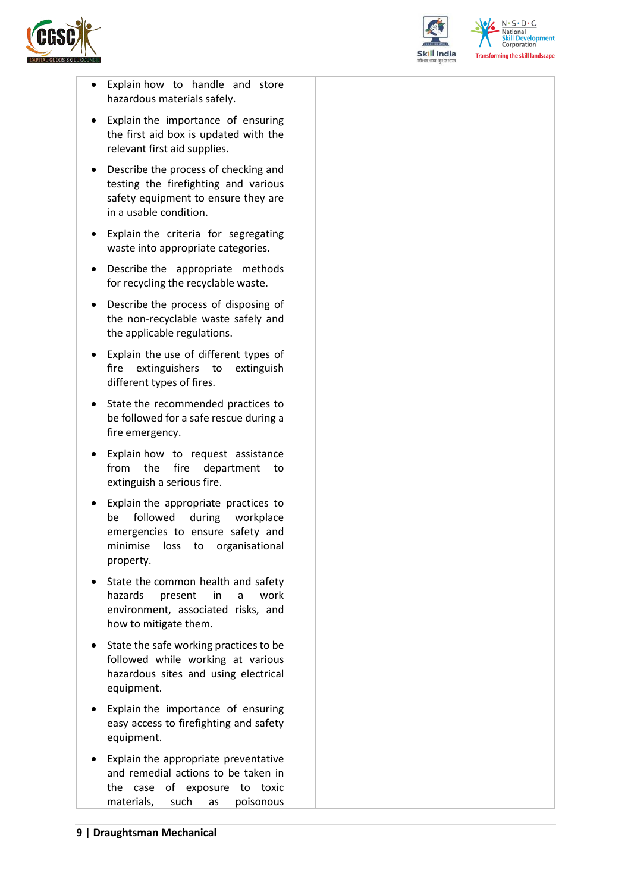| | |
|---|---|
| - Explain how to handle and store hazardous materials safely.<br>- Explain the importance of ensuring the first aid box is updated with the relevant first aid supplies.<br>- Describe the process of checking and testing the firefighting and various safety equipment to ensure they are in a usable condition.<br>- Explain the criteria for segregating waste into appropriate categories.<br>- Describe the appropriate methods for recycling the recyclable waste.<br>- Describe the process of disposing of the non-recyclable waste safely and the applicable regulations.<br>- Explain the use of different types of fire extinguishers to extinguish different types of fires.<br>- State the recommended practices to be followed for a safe rescue during a fire emergency.<br>- Explain how to request assistance from the fire department to extinguish a serious fire.<br>- Explain the appropriate practices to be followed during workplace emergencies to ensure safety and minimise loss to organisational property.<br>- State the common health and safety hazards present in a work environment, associated risks, and how to mitigate them.<br>- State the safe working practices to be followed while working at various hazardous sites and using electrical equipment.<br>- Explain the importance of ensuring easy access to firefighting and safety equipment.<br>- Explain the appropriate preventative and remedial actions to be taken in the case of exposure to toxic materials, such as poisonous | |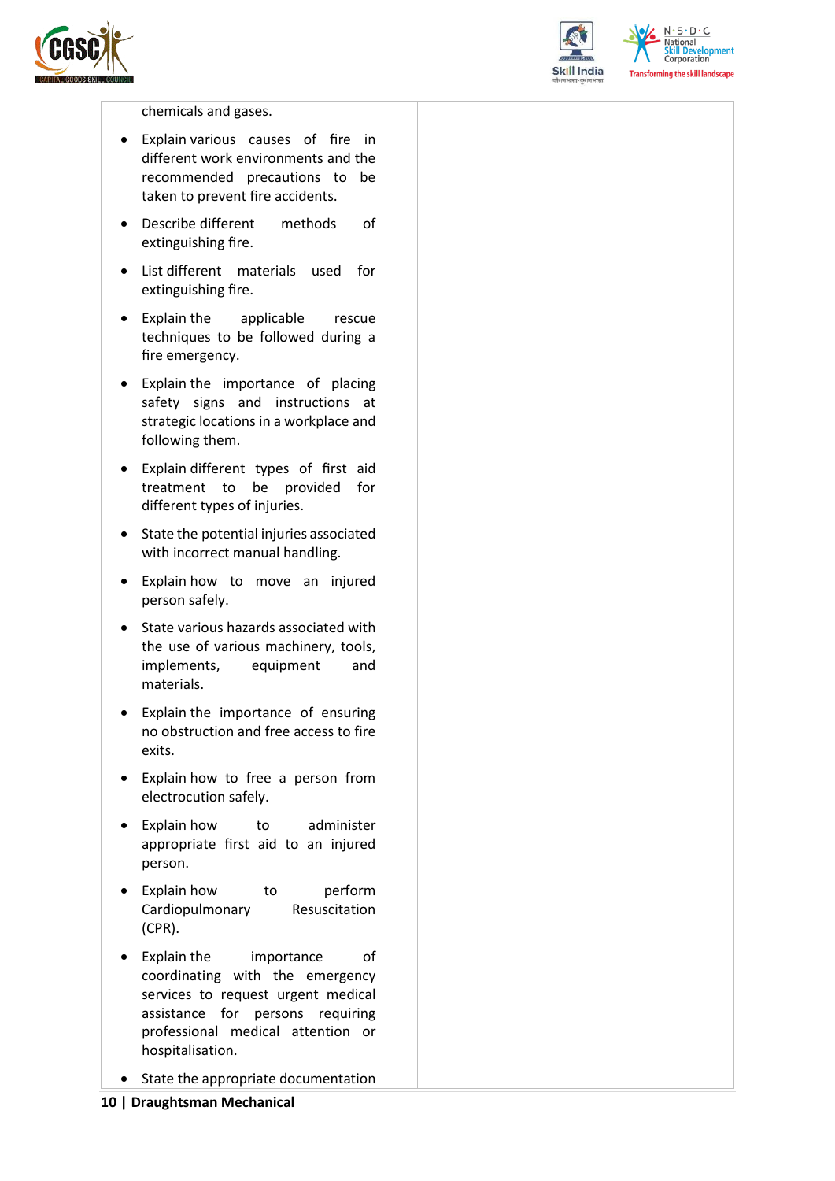| | |
|---|---|
| chemicals and gases.<br>• Explain various causes of fire in different work environments and the recommended precautions to be taken to prevent fire accidents.<br>• Describe different methods of extinguishing fire.<br>• List different materials used for extinguishing fire.<br>• Explain the applicable rescue techniques to be followed during a fire emergency.<br>• Explain the importance of placing safety signs and instructions at strategic locations in a workplace and following them.<br>• Explain different types of first aid treatment to be provided for different types of injuries.<br>• State the potential injuries associated with incorrect manual handling.<br>• Explain how to move an injured person safely.<br>• State various hazards associated with the use of various machinery, tools, implements, equipment and materials.<br>• Explain the importance of ensuring no obstruction and free access to fire exits.<br>• Explain how to free a person from electrocution safely.<br>• Explain how to administer appropriate first aid to an injured person.<br>• Explain how to perform Cardiopulmonary Resuscitation (CPR).<br>• Explain the importance of coordinating with the emergency services to request urgent medical assistance for persons requiring professional medical attention or hospitalisation.<br>• State the appropriate documentation | |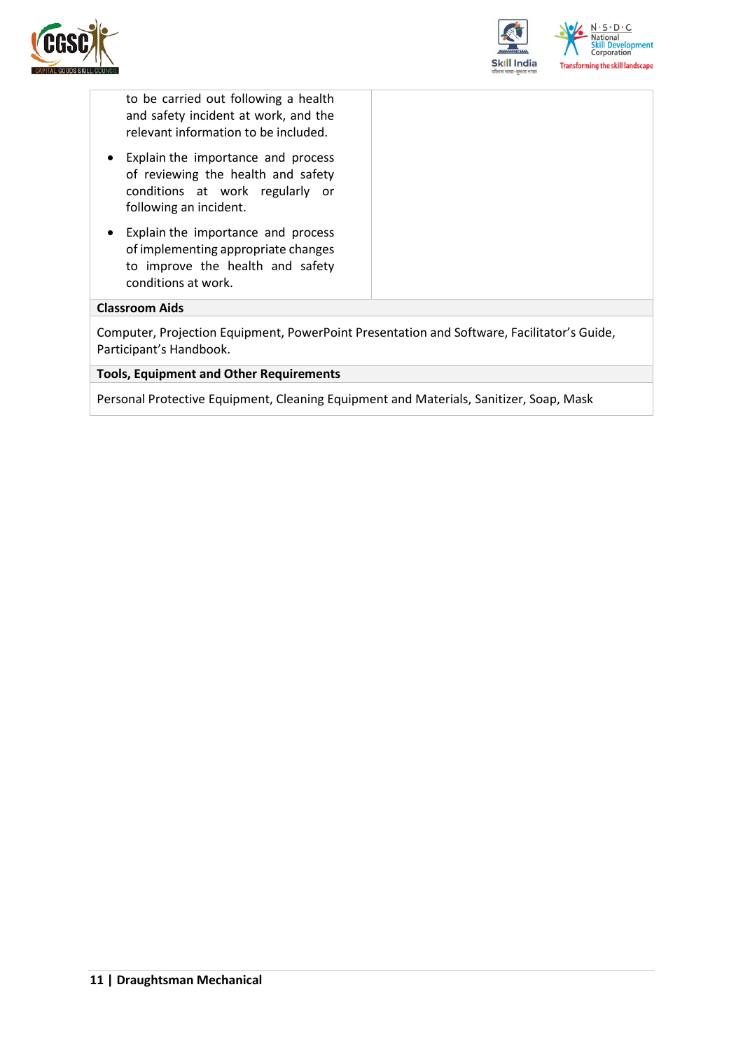| | |
|---|---|
| to be carried out following a health and safety incident at work, and the relevant information to be included.<br>• Explain the importance and process of reviewing the health and safety conditions at work regularly or following an incident.<br>• Explain the importance and process of implementing appropriate changes to improve the health and safety conditions at work. | |

**Classroom Aids**

Computer, Projection Equipment, PowerPoint Presentation and Software, Facilitator's Guide, Participant's Handbook.

**Tools, Equipment and Other Requirements**

Personal Protective Equipment, Cleaning Equipment and Materials, Sanitizer, Soap, Mask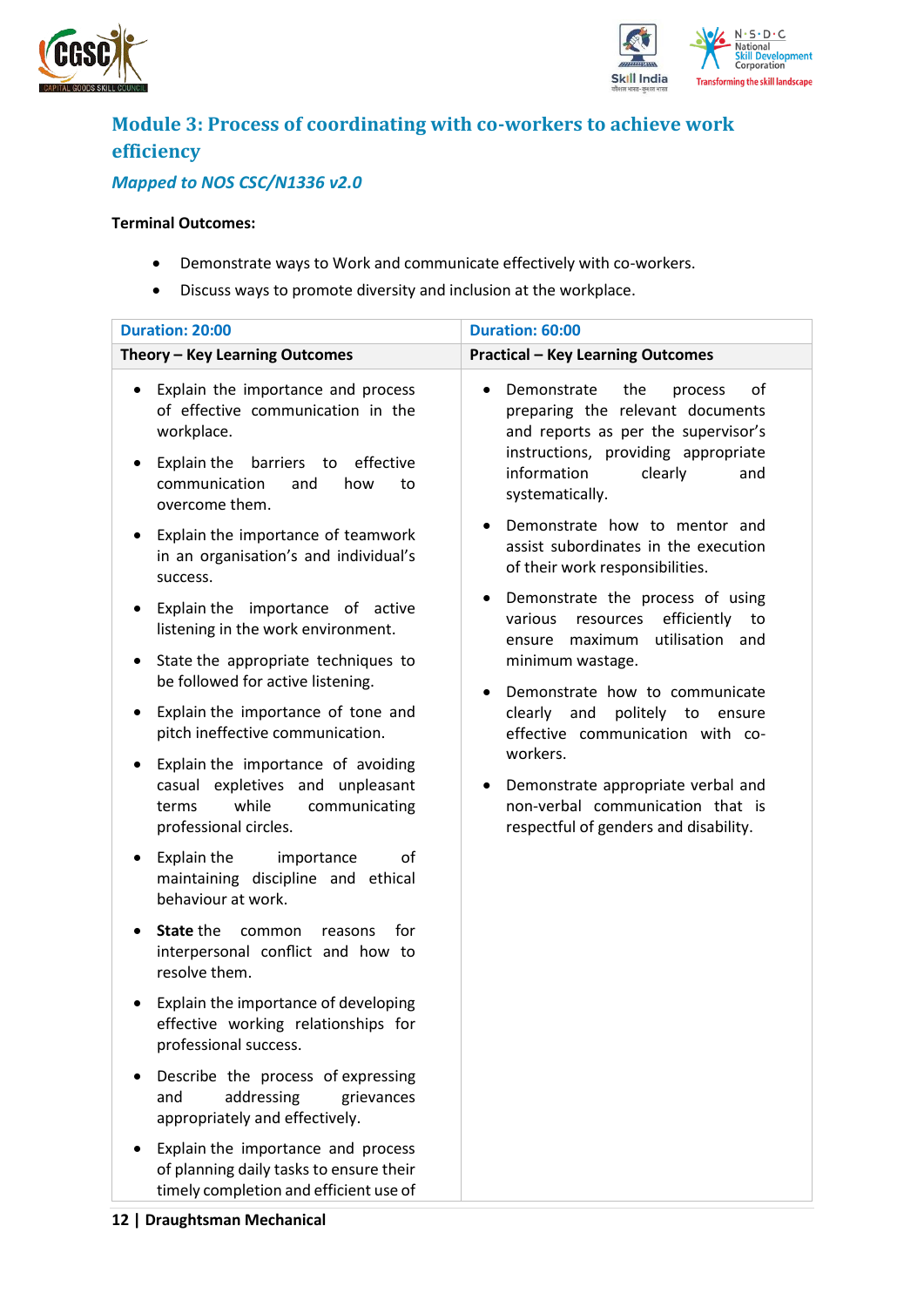## Module 3: Process of coordinating with co-workers to achieve work efficiency

***Mapped to NOS CSC/N1336 v2.0***

**Terminal Outcomes:**

- Demonstrate ways to Work and communicate effectively with co-workers.
- Discuss ways to promote diversity and inclusion at the workplace.

| Duration: 20:00 | Duration: 60:00 |
|---|---|
| **Theory – Key Learning Outcomes** | **Practical – Key Learning Outcomes** |
| • Explain the importance and process of effective communication in the workplace.<br>• Explain the barriers to effective communication and how to overcome them.<br>• Explain the importance of teamwork in an organisation's and individual's success.<br>• Explain the importance of active listening in the work environment.<br>• State the appropriate techniques to be followed for active listening.<br>• Explain the importance of tone and pitch ineffective communication.<br>• Explain the importance of avoiding casual expletives and unpleasant terms while communicating professional circles.<br>• Explain the importance of maintaining discipline and ethical behaviour at work.<br>• **State** the common reasons for interpersonal conflict and how to resolve them.<br>• Explain the importance of developing effective working relationships for professional success.<br>• Describe the process of expressing and addressing grievances appropriately and effectively.<br>• Explain the importance and process of planning daily tasks to ensure their timely completion and efficient use of | • Demonstrate the process of preparing the relevant documents and reports as per the supervisor's instructions, providing appropriate information clearly and systematically.<br>• Demonstrate how to mentor and assist subordinates in the execution of their work responsibilities.<br>• Demonstrate the process of using various resources efficiently to ensure maximum utilisation and minimum wastage.<br>• Demonstrate how to communicate clearly and politely to ensure effective communication with co-workers.<br>• Demonstrate appropriate verbal and non-verbal communication that is respectful of genders and disability. |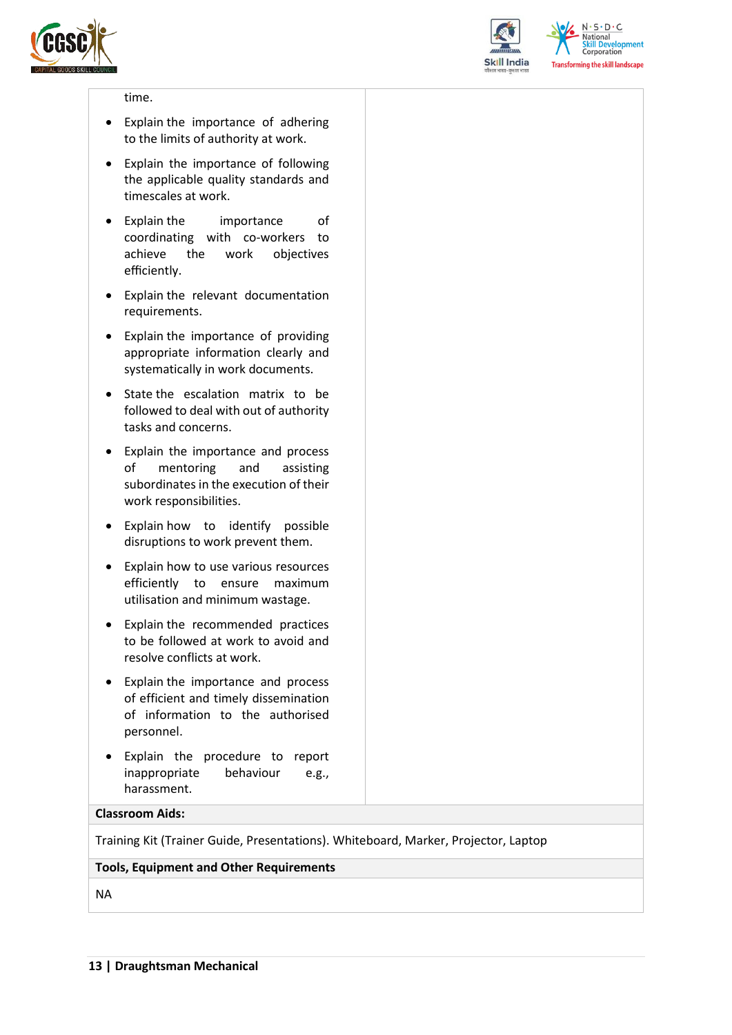| | |
|---|---|
| time.<br><br>• Explain the importance of adhering to the limits of authority at work.<br>• Explain the importance of following the applicable quality standards and timescales at work.<br>• Explain the importance of coordinating with co-workers to achieve the work objectives efficiently.<br>• Explain the relevant documentation requirements.<br>• Explain the importance of providing appropriate information clearly and systematically in work documents.<br>• State the escalation matrix to be followed to deal with out of authority tasks and concerns.<br>• Explain the importance and process of mentoring and assisting subordinates in the execution of their work responsibilities.<br>• Explain how to identify possible disruptions to work prevent them.<br>• Explain how to use various resources efficiently to ensure maximum utilisation and minimum wastage.<br>• Explain the recommended practices to be followed at work to avoid and resolve conflicts at work.<br>• Explain the importance and process of efficient and timely dissemination of information to the authorised personnel.<br>• Explain the procedure to report inappropriate behaviour e.g., harassment. | |
| **Classroom Aids:** | |
| Training Kit (Trainer Guide, Presentations). Whiteboard, Marker, Projector, Laptop | |
| **Tools, Equipment and Other Requirements** | |
| NA | |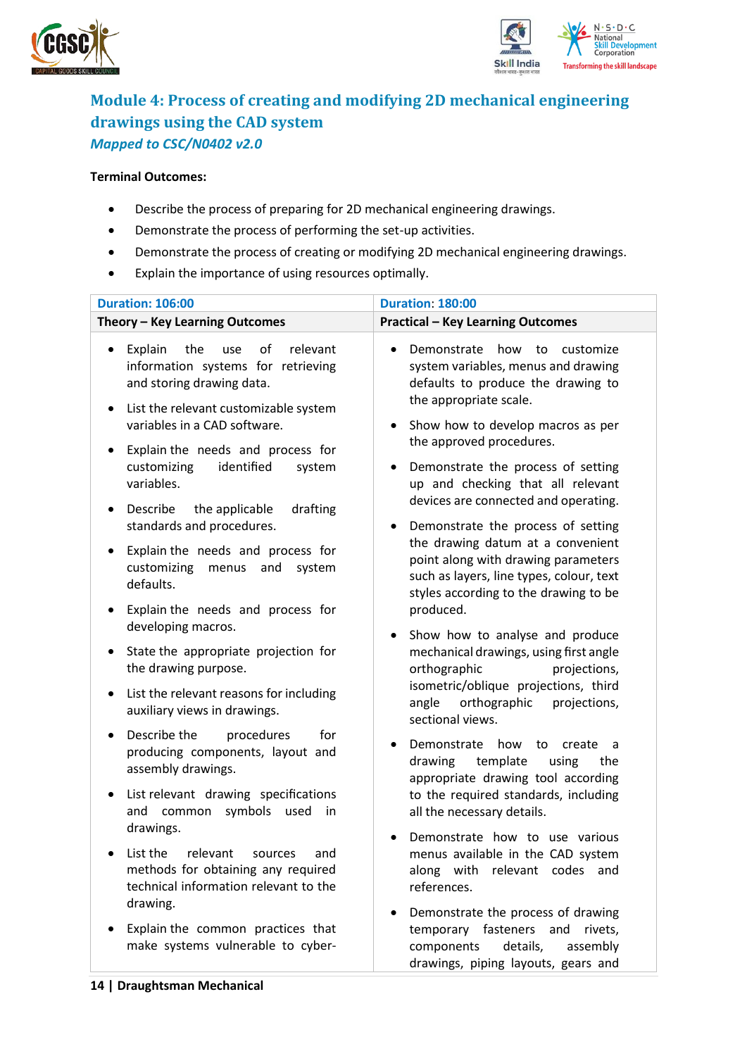## Module 4: Process of creating and modifying 2D mechanical engineering drawings using the CAD system

*Mapped to CSC/N0402 v2.0*

**Terminal Outcomes:**

- Describe the process of preparing for 2D mechanical engineering drawings.
- Demonstrate the process of performing the set-up activities.
- Demonstrate the process of creating or modifying 2D mechanical engineering drawings.
- Explain the importance of using resources optimally.

| Duration: 106:00 | Duration: 180:00 |
|---|---|
| **Theory – Key Learning Outcomes** | **Practical – Key Learning Outcomes** |
| • Explain the use of relevant information systems for retrieving and storing drawing data.<br>• List the relevant customizable system variables in a CAD software.<br>• Explain the needs and process for customizing identified system variables.<br>• Describe the applicable drafting standards and procedures.<br>• Explain the needs and process for customizing menus and system defaults.<br>• Explain the needs and process for developing macros.<br>• State the appropriate projection for the drawing purpose.<br>• List the relevant reasons for including auxiliary views in drawings.<br>• Describe the procedures for producing components, layout and assembly drawings.<br>• List relevant drawing specifications and common symbols used in drawings.<br>• List the relevant sources and methods for obtaining any required technical information relevant to the drawing.<br>• Explain the common practices that make systems vulnerable to cyber- | • Demonstrate how to customize system variables, menus and drawing defaults to produce the drawing to the appropriate scale.<br>• Show how to develop macros as per the approved procedures.<br>• Demonstrate the process of setting up and checking that all relevant devices are connected and operating.<br>• Demonstrate the process of setting the drawing datum at a convenient point along with drawing parameters such as layers, line types, colour, text styles according to the drawing to be produced.<br>• Show how to analyse and produce mechanical drawings, using first angle orthographic projections, isometric/oblique projections, third angle orthographic projections, sectional views.<br>• Demonstrate how to create a drawing template using the appropriate drawing tool according to the required standards, including all the necessary details.<br>• Demonstrate how to use various menus available in the CAD system along with relevant codes and references.<br>• Demonstrate the process of drawing temporary fasteners and rivets, components details, assembly drawings, piping layouts, gears and |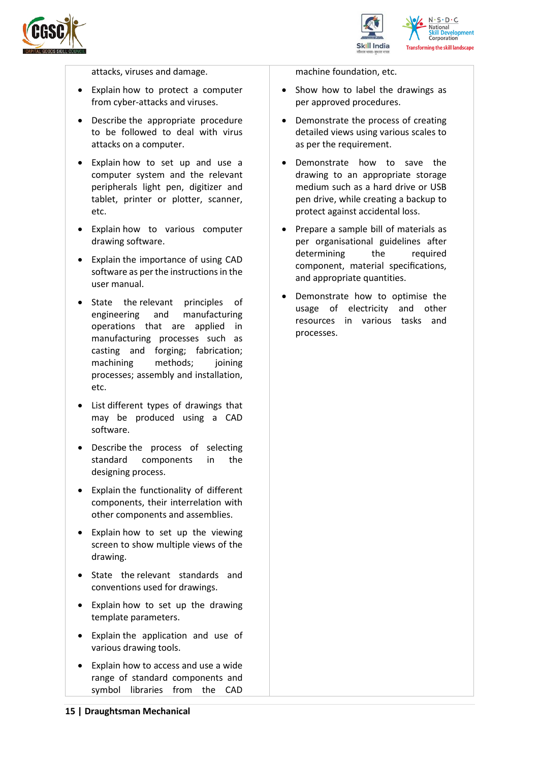| | |
|---|---|
| attacks, viruses and damage.<br>• Explain how to protect a computer from cyber-attacks and viruses.<br>• Describe the appropriate procedure to be followed to deal with virus attacks on a computer.<br>• Explain how to set up and use a computer system and the relevant peripherals light pen, digitizer and tablet, printer or plotter, scanner, etc.<br>• Explain how to various computer drawing software.<br>• Explain the importance of using CAD software as per the instructions in the user manual.<br>• State the relevant principles of engineering and manufacturing operations that are applied in manufacturing processes such as casting and forging; fabrication; machining methods; joining processes; assembly and installation, etc.<br>• List different types of drawings that may be produced using a CAD software.<br>• Describe the process of selecting standard components in the designing process.<br>• Explain the functionality of different components, their interrelation with other components and assemblies.<br>• Explain how to set up the viewing screen to show multiple views of the drawing.<br>• State the relevant standards and conventions used for drawings.<br>• Explain how to set up the drawing template parameters.<br>• Explain the application and use of various drawing tools.<br>• Explain how to access and use a wide range of standard components and symbol libraries from the CAD | machine foundation, etc.<br>• Show how to label the drawings as per approved procedures.<br>• Demonstrate the process of creating detailed views using various scales to as per the requirement.<br>• Demonstrate how to save the drawing to an appropriate storage medium such as a hard drive or USB pen drive, while creating a backup to protect against accidental loss.<br>• Prepare a sample bill of materials as per organisational guidelines after determining the required component, material specifications, and appropriate quantities.<br>• Demonstrate how to optimise the usage of electricity and other resources in various tasks and processes. |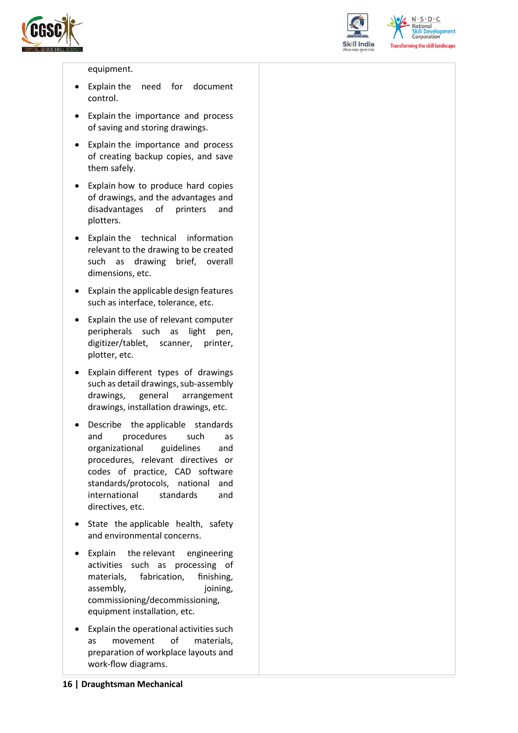| | |
|---|---|
| equipment.<br>• Explain the need for document control.<br>• Explain the importance and process of saving and storing drawings.<br>• Explain the importance and process of creating backup copies, and save them safely.<br>• Explain how to produce hard copies of drawings, and the advantages and disadvantages of printers and plotters.<br>• Explain the technical information relevant to the drawing to be created such as drawing brief, overall dimensions, etc.<br>• Explain the applicable design features such as interface, tolerance, etc.<br>• Explain the use of relevant computer peripherals such as light pen, digitizer/tablet, scanner, printer, plotter, etc.<br>• Explain different types of drawings such as detail drawings, sub-assembly drawings, general arrangement drawings, installation drawings, etc.<br>• Describe the applicable standards and procedures such as organizational guidelines and procedures, relevant directives or codes of practice, CAD software standards/protocols, national and international standards and directives, etc.<br>• State the applicable health, safety and environmental concerns.<br>• Explain the relevant engineering activities such as processing of materials, fabrication, finishing, assembly, joining, commissioning/decommissioning, equipment installation, etc.<br>• Explain the operational activities such as movement of materials, preparation of workplace layouts and work-flow diagrams. | |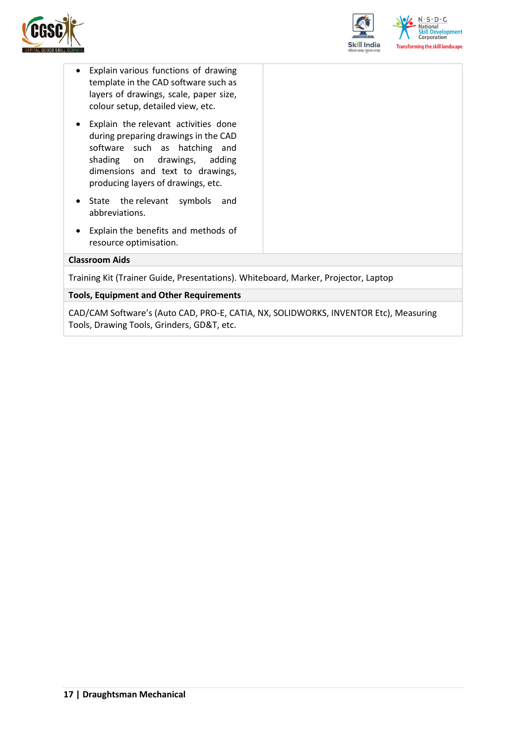| | |
|---|---|
| • Explain various functions of drawing template in the CAD software such as layers of drawings, scale, paper size, colour setup, detailed view, etc.<br>• Explain the relevant activities done during preparing drawings in the CAD software such as hatching and shading on drawings, adding dimensions and text to drawings, producing layers of drawings, etc.<br>• State the relevant symbols and abbreviations.<br>• Explain the benefits and methods of resource optimisation. | |

**Classroom Aids**

Training Kit (Trainer Guide, Presentations). Whiteboard, Marker, Projector, Laptop

**Tools, Equipment and Other Requirements**

CAD/CAM Software's (Auto CAD, PRO-E, CATIA, NX, SOLIDWORKS, INVENTOR Etc), Measuring Tools, Drawing Tools, Grinders, GD&T, etc.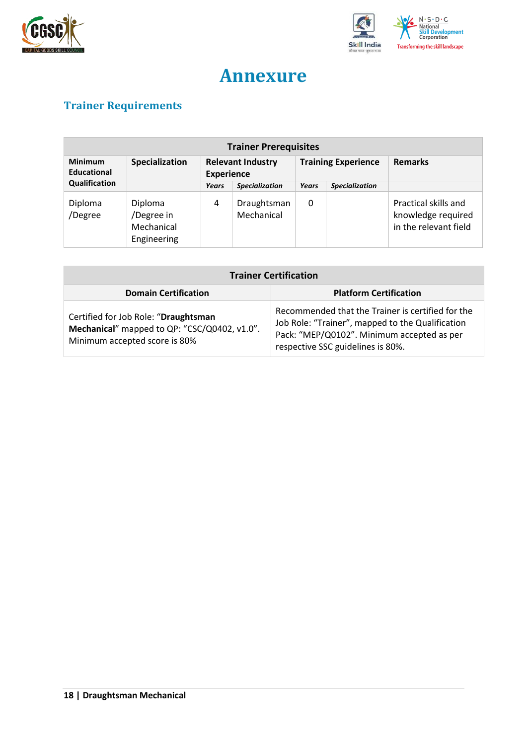# Annexure

## Trainer Requirements

| Trainer Prerequisites | | | | | | |
|---|---|---|---|---|---|---|
| **Minimum Educational Qualification** | **Specialization** | **Relevant Industry Experience** | | **Training Experience** | | **Remarks** |
| | | ***Years*** | ***Specialization*** | ***Years*** | ***Specialization*** | |
| Diploma /Degree | Diploma /Degree in Mechanical Engineering | 4 | Draughtsman Mechanical | 0 | | Practical skills and knowledge required in the relevant field |

| Trainer Certification | |
|---|---|
| **Domain Certification** | **Platform Certification** |
| Certified for Job Role: "**Draughtsman Mechanical**" mapped to QP: "CSC/Q0402, v1.0". Minimum accepted score is 80% | Recommended that the Trainer is certified for the Job Role: "Trainer", mapped to the Qualification Pack: "MEP/Q0102". Minimum accepted as per respective SSC guidelines is 80%. |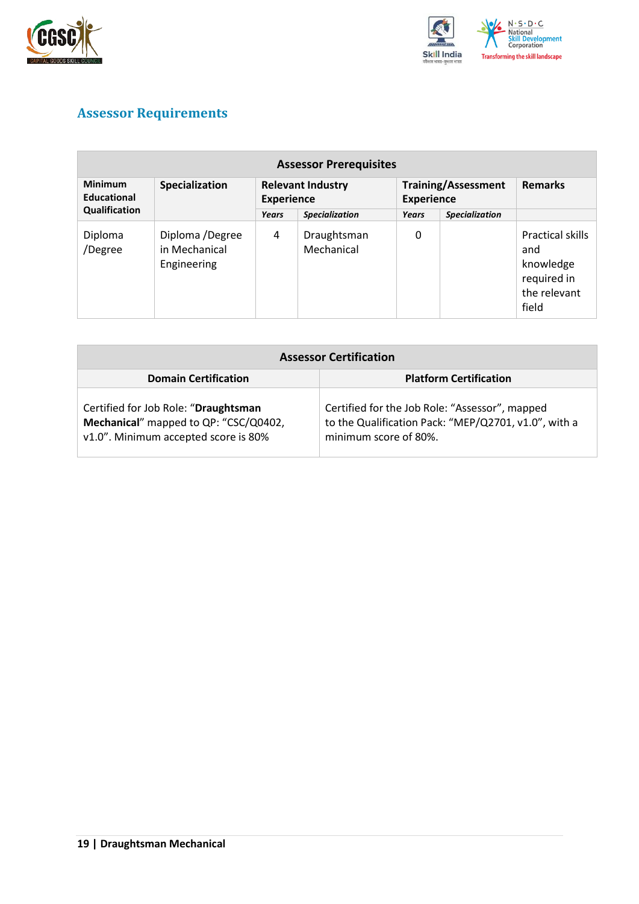## Assessor Requirements

| Assessor Prerequisites | | | | | | |
|---|---|---|---|---|---|---|
| **Minimum Educational Qualification** | **Specialization** | **Relevant Industry Experience** | | **Training/Assessment Experience** | | **Remarks** |
| | | ***Years*** | ***Specialization*** | ***Years*** | ***Specialization*** | |
| Diploma /Degree | Diploma /Degree in Mechanical Engineering | 4 | Draughtsman Mechanical | 0 | | Practical skills and knowledge required in the relevant field |

| Assessor Certification | |
|---|---|
| **Domain Certification** | **Platform Certification** |
| Certified for Job Role: “**Draughtsman Mechanical**” mapped to QP: “CSC/Q0402, v1.0”. Minimum accepted score is 80% | Certified for the Job Role: “Assessor”, mapped to the Qualification Pack: “MEP/Q2701, v1.0”, with a minimum score of 80%. |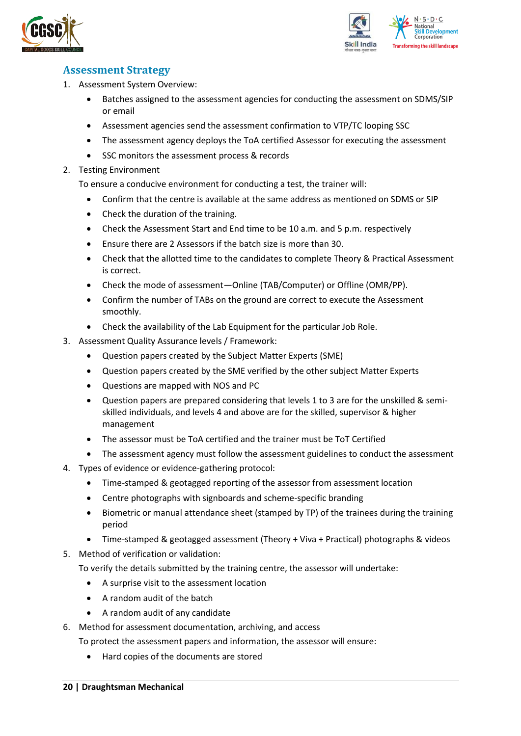## Assessment Strategy

1. Assessment System Overview:
    - Batches assigned to the assessment agencies for conducting the assessment on SDMS/SIP or email
    - Assessment agencies send the assessment confirmation to VTP/TC looping SSC
    - The assessment agency deploys the ToA certified Assessor for executing the assessment
    - SSC monitors the assessment process & records
2. Testing Environment

   To ensure a conducive environment for conducting a test, the trainer will:
    - Confirm that the centre is available at the same address as mentioned on SDMS or SIP
    - Check the duration of the training.
    - Check the Assessment Start and End time to be 10 a.m. and 5 p.m. respectively
    - Ensure there are 2 Assessors if the batch size is more than 30.
    - Check that the allotted time to the candidates to complete Theory & Practical Assessment is correct.
    - Check the mode of assessment—Online (TAB/Computer) or Offline (OMR/PP).
    - Confirm the number of TABs on the ground are correct to execute the Assessment smoothly.
    - Check the availability of the Lab Equipment for the particular Job Role.
3. Assessment Quality Assurance levels / Framework:
    - Question papers created by the Subject Matter Experts (SME)
    - Question papers created by the SME verified by the other subject Matter Experts
    - Questions are mapped with NOS and PC
    - Question papers are prepared considering that levels 1 to 3 are for the unskilled & semi-skilled individuals, and levels 4 and above are for the skilled, supervisor & higher management
    - The assessor must be ToA certified and the trainer must be ToT Certified
    - The assessment agency must follow the assessment guidelines to conduct the assessment
4. Types of evidence or evidence-gathering protocol:
    - Time-stamped & geotagged reporting of the assessor from assessment location
    - Centre photographs with signboards and scheme-specific branding
    - Biometric or manual attendance sheet (stamped by TP) of the trainees during the training period
    - Time-stamped & geotagged assessment (Theory + Viva + Practical) photographs & videos
5. Method of verification or validation:

   To verify the details submitted by the training centre, the assessor will undertake:
    - A surprise visit to the assessment location
    - A random audit of the batch
    - A random audit of any candidate
6. Method for assessment documentation, archiving, and access

   To protect the assessment papers and information, the assessor will ensure:
    - Hard copies of the documents are stored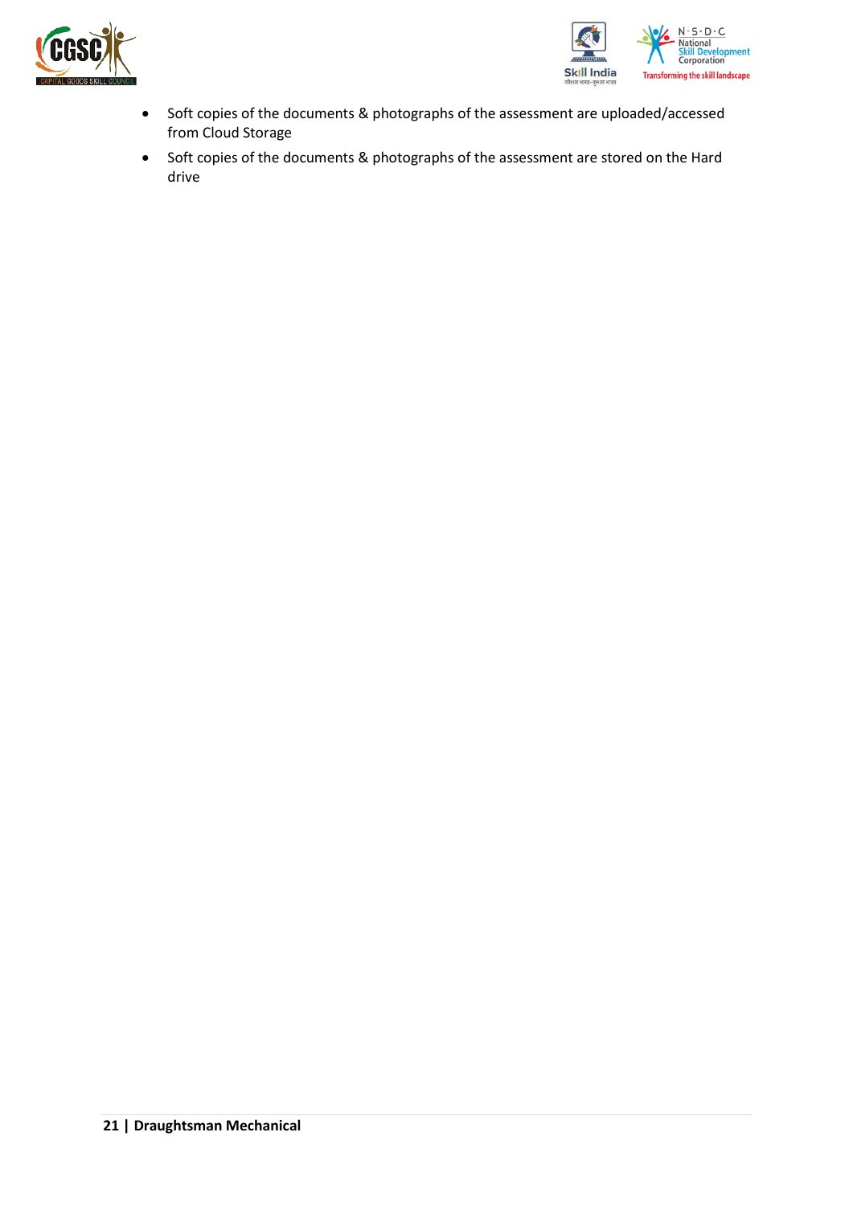- Soft copies of the documents & photographs of the assessment are uploaded/accessed from Cloud Storage
- Soft copies of the documents & photographs of the assessment are stored on the Hard drive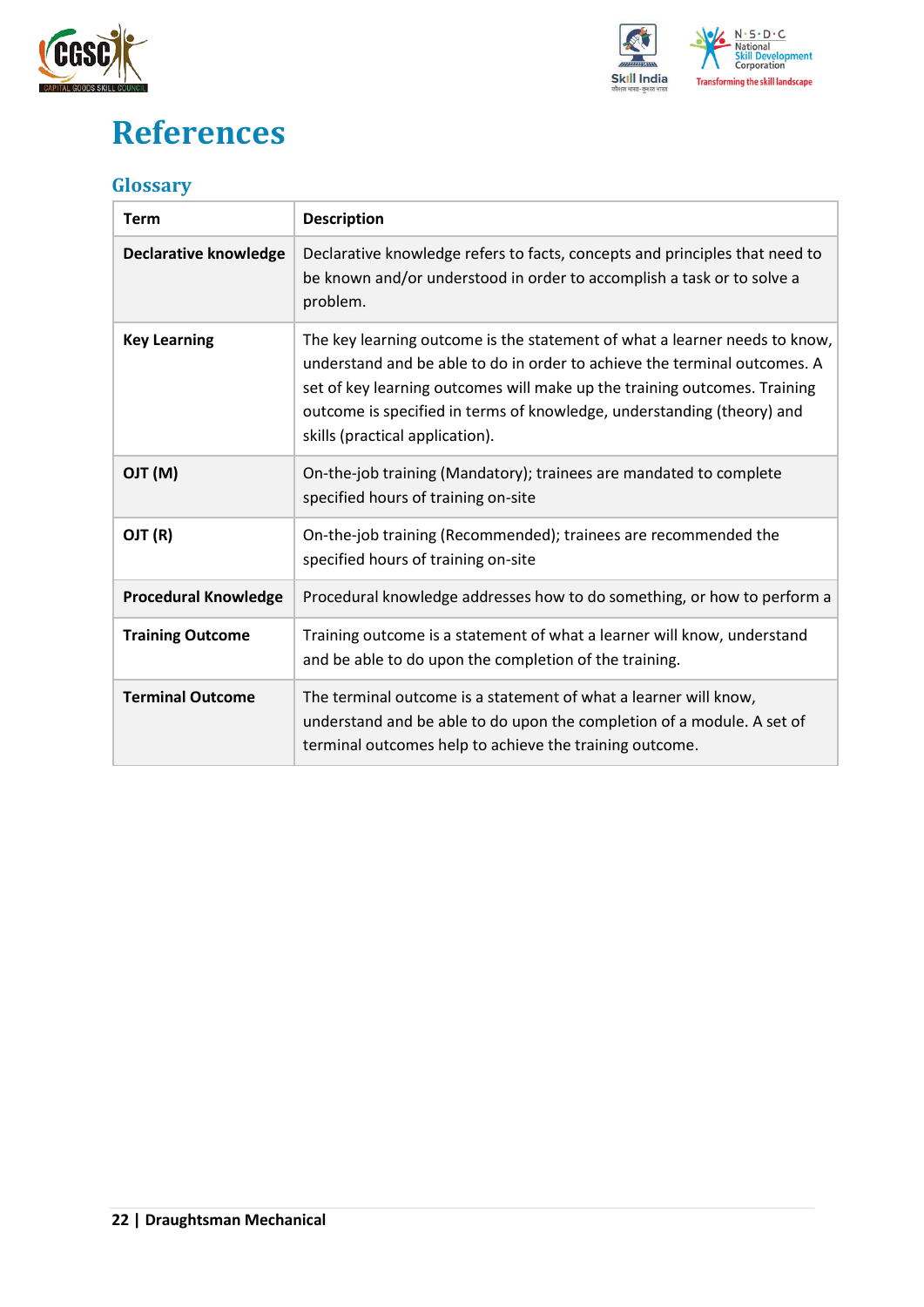# References

## Glossary

| Term | Description |
|---|---|
| **Declarative knowledge** | Declarative knowledge refers to facts, concepts and principles that need to be known and/or understood in order to accomplish a task or to solve a problem. |
| **Key Learning** | The key learning outcome is the statement of what a learner needs to know, understand and be able to do in order to achieve the terminal outcomes. A set of key learning outcomes will make up the training outcomes. Training outcome is specified in terms of knowledge, understanding (theory) and skills (practical application). |
| **OJT (M)** | On-the-job training (Mandatory); trainees are mandated to complete specified hours of training on-site |
| **OJT (R)** | On-the-job training (Recommended); trainees are recommended the specified hours of training on-site |
| **Procedural Knowledge** | Procedural knowledge addresses how to do something, or how to perform a |
| **Training Outcome** | Training outcome is a statement of what a learner will know, understand and be able to do upon the completion of the training. |
| **Terminal Outcome** | The terminal outcome is a statement of what a learner will know, understand and be able to do upon the completion of a module. A set of terminal outcomes help to achieve the training outcome. |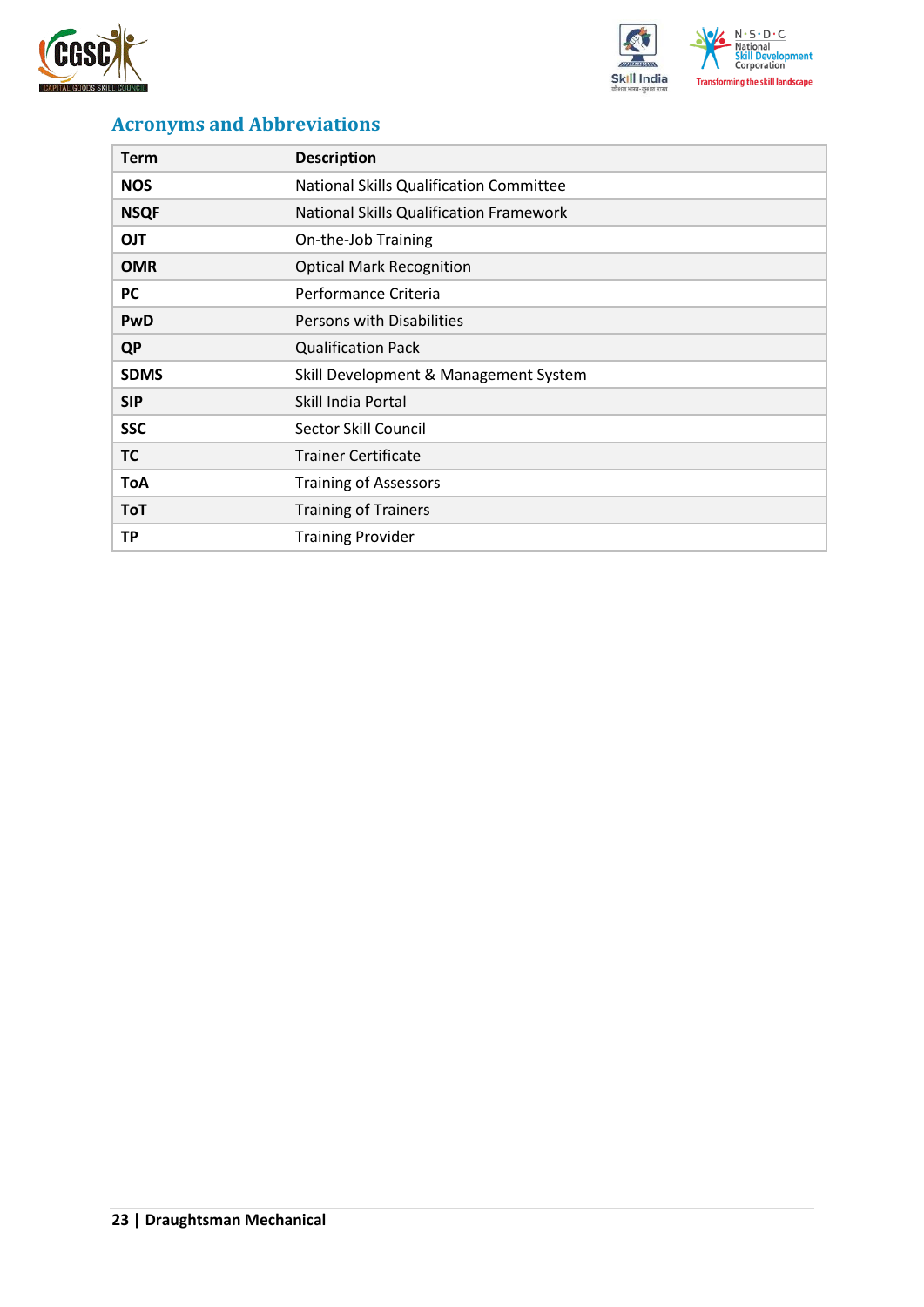## Acronyms and Abbreviations

| Term | Description |
|---|---|
| **NOS** | National Skills Qualification Committee |
| **NSQF** | National Skills Qualification Framework |
| **OJT** | On-the-Job Training |
| **OMR** | Optical Mark Recognition |
| **PC** | Performance Criteria |
| **PwD** | Persons with Disabilities |
| **QP** | Qualification Pack |
| **SDMS** | Skill Development & Management System |
| **SIP** | Skill India Portal |
| **SSC** | Sector Skill Council |
| **TC** | Trainer Certificate |
| **ToA** | Training of Assessors |
| **ToT** | Training of Trainers |
| **TP** | Training Provider |